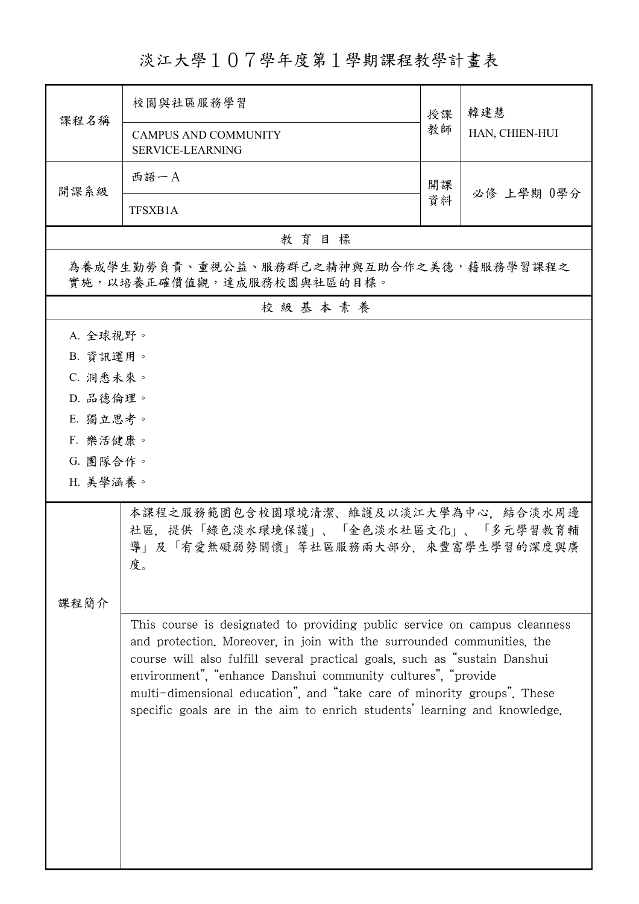# 淡江大學１０７學年度第１學期課程教學計畫表

| 課程名稱 | 校園與社區服務學習<br>CAMPUS AND COMMUNITY SERVICE-LEARNING | 授課教師 | 韓建慧<br>HAN, CHIEN-HUI |
|---|---|---|---|
| 開課系級 | 西語一Ａ<br>TFSXB1A | 開課資料 | 必修 上學期 0學分 |

## 教 育 目 標

為養成學生勤勞負責、重視公益、服務群己之精神與互助合作之美德，藉服務學習課程之實施，以培養正確價值觀，達成服務校園與社區的目標。

## 校 級 基 本 素 養

A. 全球視野。
B. 資訊運用。
C. 洞悉未來。
D. 品德倫理。
E. 獨立思考。
F. 樂活健康。
G. 團隊合作。
H. 美學涵養。

## 課程簡介

本課程之服務範圍包含校園環境清潔、維護及以淡江大學為中心，結合淡水周邊社區，提供「綠色淡水環境保護」、「金色淡水社區文化」、「多元學習教育輔導」及「有愛無礙弱勢關懷」等社區服務兩大部分，來豐富學生學習的深度與廣度。

This course is designated to providing public service on campus cleanness and protection. Moreover, in join with the surrounded communities, the course will also fulfill several practical goals, such as "sustain Danshui environment", "enhance Danshui community cultures", "provide multi-dimensional education", and "take care of minority groups". These specific goals are in the aim to enrich students' learning and knowledge.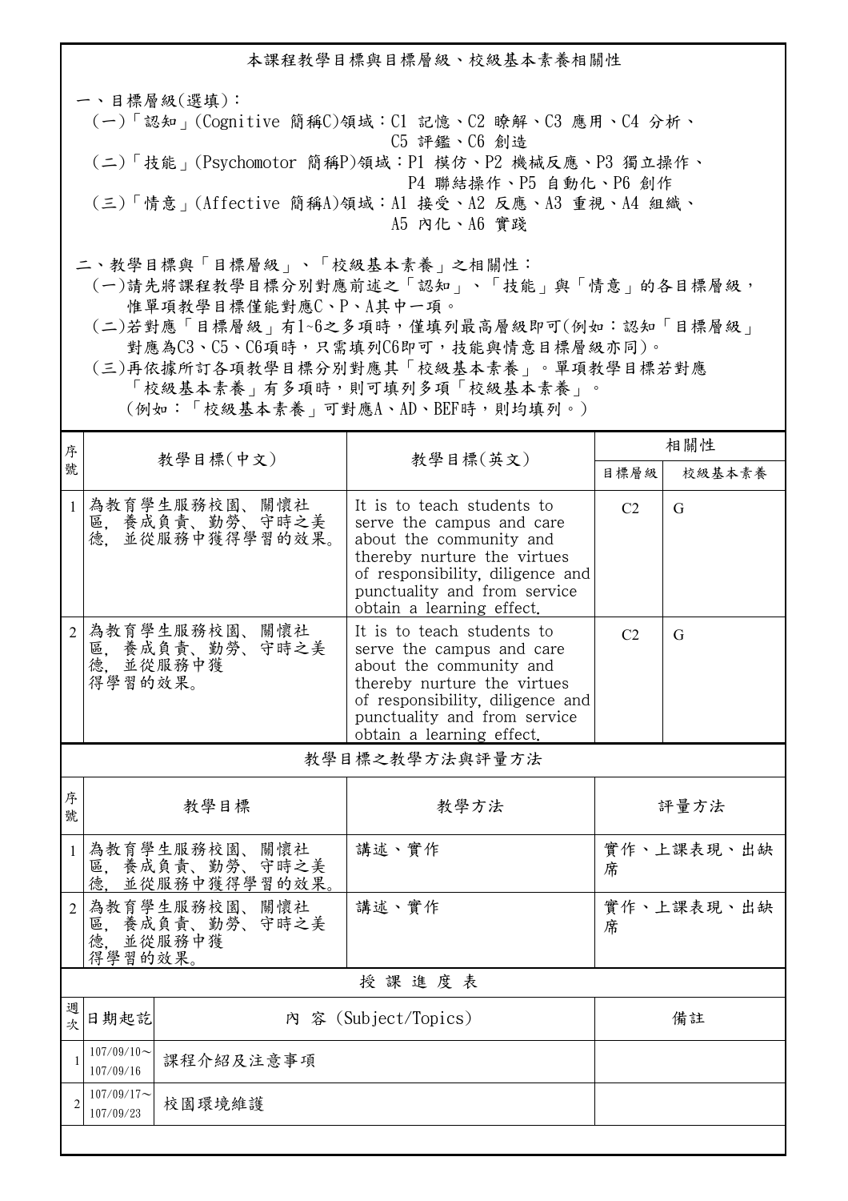## 本課程教學目標與目標層級、校級基本素養相關性

一、目標層級(選填)：

(一)「認知」(Cognitive 簡稱C)領域：C1 記憶、C2 瞭解、C3 應用、C4 分析、C5 評鑑、C6 創造

(二)「技能」(Psychomotor 簡稱P)領域：P1 模仿、P2 機械反應、P3 獨立操作、P4 聯結操作、P5 自動化、P6 創作

(三)「情意」(Affective 簡稱A)領域：A1 接受、A2 反應、A3 重視、A4 組織、A5 內化、A6 實踐

二、教學目標與「目標層級」、「校級基本素養」之相關性：

(一)請先將課程教學目標分別對應前述之「認知」、「技能」與「情意」的各目標層級，惟單項教學目標僅能對應C、P、A其中一項。

(二)若對應「目標層級」有1~6之多項時，僅填列最高層級即可(例如：認知「目標層級」對應為C3、C5、C6項時，只需填列C6即可，技能與情意目標層級亦同)。

(三)再依據所訂各項教學目標分別對應其「校級基本素養」。單項教學目標若對應「校級基本素養」有多項時，則可填列多項「校級基本素養」。(例如：「校級基本素養」可對應A、AD、BEF時，則均填列。)

| 序號 | 教學目標(中文) | 教學目標(英文) | 相關性 | |
|---|---|---|---|---|
| | | | 目標層級 | 校級基本素養 |
| 1 | 為教育學生服務校園、關懷社區，養成負責、勤勞、守時之美德，並從服務中獲得學習的效果。 | It is to teach students to serve the campus and care about the community and thereby nurture the virtues of responsibility, diligence and punctuality and from service obtain a learning effect. | C2 | G |
| 2 | 為教育學生服務校園、關懷社區，養成負責、勤勞、守時之美德，並從服務中獲得學習的效果。 | It is to teach students to serve the campus and care about the community and thereby nurture the virtues of responsibility, diligence and punctuality and from service obtain a learning effect. | C2 | G |

## 教學目標之教學方法與評量方法

| 序號 | 教學目標 | 教學方法 | 評量方法 |
|---|---|---|---|
| 1 | 為教育學生服務校園、關懷社區，養成負責、勤勞、守時之美德，並從服務中獲得學習的效果。 | 講述、實作 | 實作、上課表現、出缺席 |
| 2 | 為教育學生服務校園、關懷社區，養成負責、勤勞、守時之美德，並從服務中獲得學習的效果。 | 講述、實作 | 實作、上課表現、出缺席 |

## 授課進度表

| 週次 | 日期起訖 | 內 容 (Subject/Topics) | 備註 |
|---|---|---|---|
| 1 | 107/09/10～107/09/16 | 課程介紹及注意事項 | |
| 2 | 107/09/17～107/09/23 | 校園環境維護 | |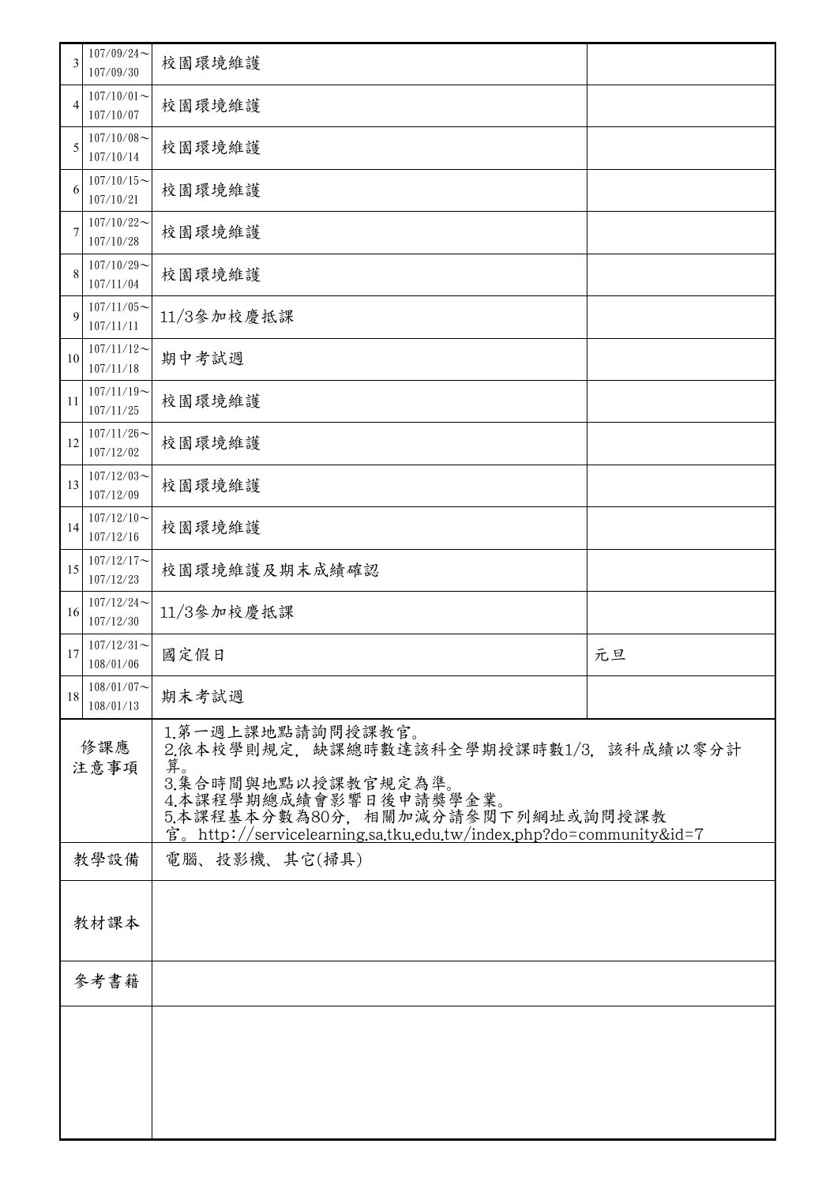| | | | |
|---|---|---|---|
| 3 | 107/09/24～<br>107/09/30 | 校園環境維護 | |
| 4 | 107/10/01～<br>107/10/07 | 校園環境維護 | |
| 5 | 107/10/08～<br>107/10/14 | 校園環境維護 | |
| 6 | 107/10/15～<br>107/10/21 | 校園環境維護 | |
| 7 | 107/10/22～<br>107/10/28 | 校園環境維護 | |
| 8 | 107/10/29～<br>107/11/04 | 校園環境維護 | |
| 9 | 107/11/05～<br>107/11/11 | 11/3參加校慶抵課 | |
| 10 | 107/11/12～<br>107/11/18 | 期中考試週 | |
| 11 | 107/11/19～<br>107/11/25 | 校園環境維護 | |
| 12 | 107/11/26～<br>107/12/02 | 校園環境維護 | |
| 13 | 107/12/03～<br>107/12/09 | 校園環境維護 | |
| 14 | 107/12/10～<br>107/12/16 | 校園環境維護 | |
| 15 | 107/12/17～<br>107/12/23 | 校園環境維護及期末成績確認 | |
| 16 | 107/12/24～<br>107/12/30 | 11/3參加校慶抵課 | |
| 17 | 107/12/31～<br>108/01/06 | 國定假日 | 元旦 |
| 18 | 108/01/07～<br>108/01/13 | 期末考試週 | |
| 修課應注意事項 | | 1.第一週上課地點請詢問授課教官。<br>2.依本校學則規定，缺課總時數達該科全學期授課時數1/3，該科成績以零分計算。<br>3.集合時間與地點以授課教官規定為準。<br>4.本課程學期總成績會影響日後申請獎學金業。<br>5.本課程基本分數為80分，相關加減分請參閱下列網址或詢問授課教官。http://servicelearning.sa.tku.edu.tw/index.php?do=community&id=7 | |
| 教學設備 | | 電腦、投影機、其它(掃具) | |
| 教材課本 | | | |
| 參考書籍 | | | |
| | | | |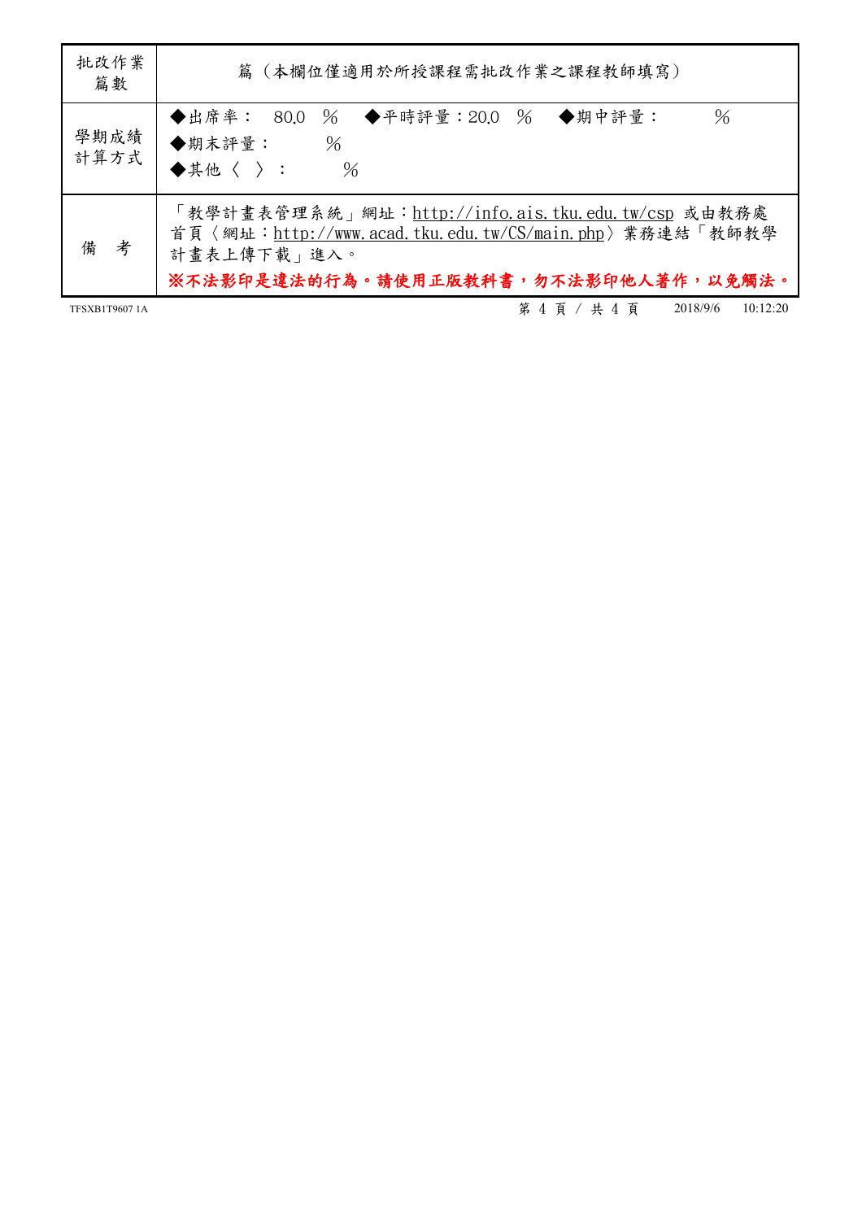| | |
|---|---|
| 批改作業篇數 | 篇（本欄位僅適用於所授課程需批改作業之課程教師填寫） |
| 學期成績計算方式 | ◆出席率： 80.0 ％ ◆平時評量：20.0 ％ ◆期中評量： ％<br>◆期末評量： ％<br>◆其他〈 〉： ％ |
| 備　考 | 「教學計畫表管理系統」網址：http://info.ais.tku.edu.tw/csp 或由教務處首頁〈網址：http://www.acad.tku.edu.tw/CS/main.php〉業務連結「教師教學計畫表上傳下載」進入。<br>**※不法影印是違法的行為。請使用正版教科書，勿不法影印他人著作，以免觸法。** |

TFSXB1T9607 1A　　2018/9/6　10:12:20